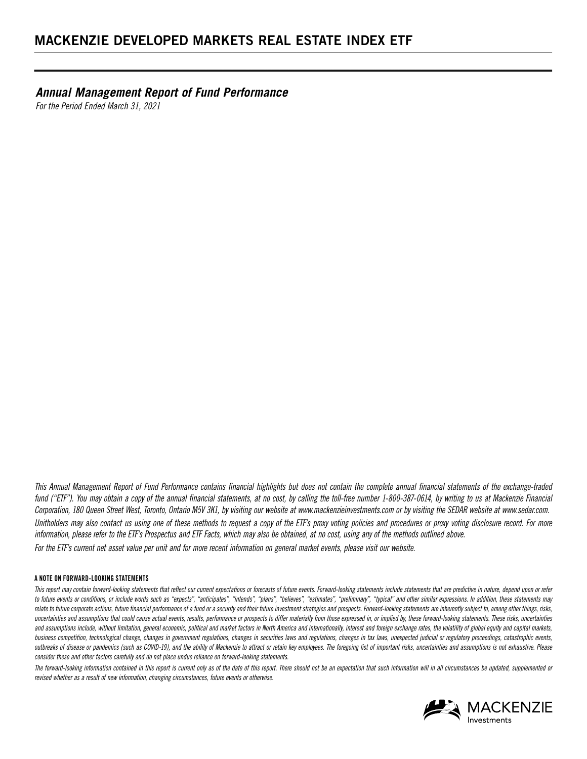# MACKENZIE DEVELOPED MARKETS REAL ESTATE INDEX ETF

## *Annual Management Report of Fund Performance*

*For the Period Ended March 31, 2021*

*This Annual Management Report of Fund Performance contains financial highlights but does not contain the complete annual financial statements of the exchange-traded fund ("ETF"). You may obtain a copy of the annual financial statements, at no cost, by calling the toll-free number 1-800-387-0614, by writing to us at Mackenzie Financial Corporation, 180 Queen Street West, Toronto, Ontario M5V 3K1, by visiting our website at www.mackenzieinvestments.com or by visiting the SEDAR website at www.sedar.com.*

*Unitholders may also contact us using one of these methods to request a copy of the ETF's proxy voting policies and procedures or proxy voting disclosure record. For more information, please refer to the ETF's Prospectus and ETF Facts, which may also be obtained, at no cost, using any of the methods outlined above.*

*For the ETF's current net asset value per unit and for more recent information on general market events, please visit our website.*

#### A NOTE ON FORWARD-LOOKING STATEMENTS

*This report may contain forward-looking statements that reflect our current expectations or forecasts of future events. Forward-looking statements include statements that are predictive in nature, depend upon or refer to future events or conditions, or include words such as "expects", "anticipates", "intends", "plans", "believes", "estimates", "preliminary", "typical" and other similar expressions. In addition, these statements may relate to future corporate actions, future financial performance of a fund or a security and their future investment strategies and prospects. Forward-looking statements are inherently subject to, among other things, risks, uncertainties and assumptions that could cause actual events, results, performance or prospects to differ materially from those expressed in, or implied by, these forward-looking statements. These risks, uncertainties and assumptions include, without limitation, general economic, political and market factors in North America and internationally, interest and foreign exchange rates, the volatility of global equity and capital markets, business competition, technological change, changes in government regulations, changes in securities laws and regulations, changes in tax laws, unexpected judicial or regulatory proceedings, catastrophic events, outbreaks of disease or pandemics (such as COVID-19), and the ability of Mackenzie to attract or retain key employees. The foregoing list of important risks, uncertainties and assumptions is not exhaustive. Please consider these and other factors carefully and do not place undue reliance on forward-looking statements.*

*The forward-looking information contained in this report is current only as of the date of this report. There should not be an expectation that such information will in all circumstances be updated, supplemented or revised whether as a result of new information, changing circumstances, future events or otherwise.*

MACKENZIE Investments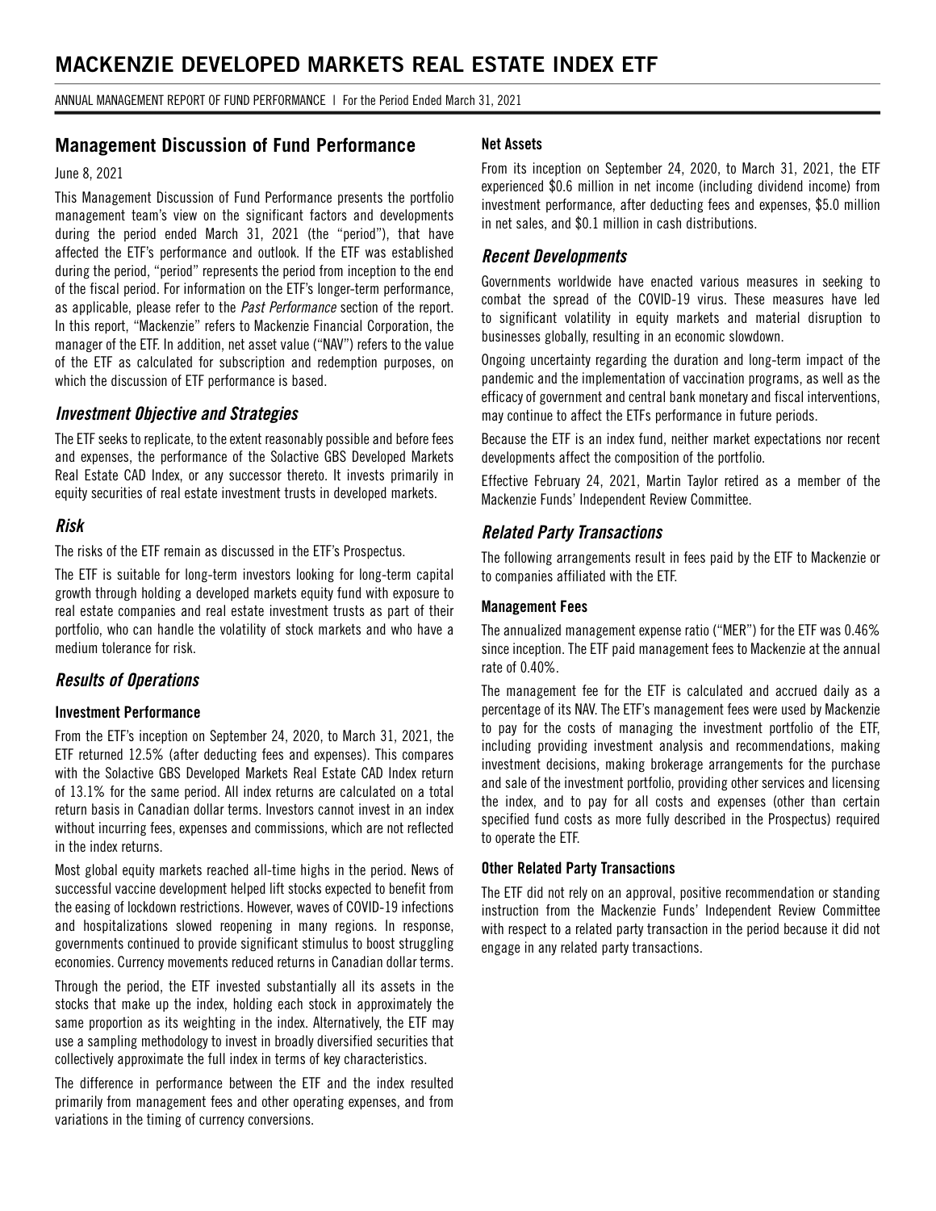# MACKENZIE DEVELOPED MARKETS REAL ESTATE INDEX ETF

ANNUAL MANAGEMENT REPORT OF FUND PERFORMANCE | For the Period Ended March 31, 2021

## Management Discussion of Fund Performance

June 8, 2021

This Management Discussion of Fund Performance presents the portfolio management team's view on the significant factors and developments during the period ended March 31, 2021 (the "period"), that have affected the ETF's performance and outlook. If the ETF was established during the period, "period" represents the period from inception to the end of the fiscal period. For information on the ETF's longer-term performance, as applicable, please refer to the *Past Performance* section of the report. In this report, "Mackenzie" refers to Mackenzie Financial Corporation, the manager of the ETF. In addition, net asset value ("NAV") refers to the value of the ETF as calculated for subscription and redemption purposes, on which the discussion of ETF performance is based.

### *Investment Objective and Strategies*

The ETF seeks to replicate, to the extent reasonably possible and before fees and expenses, the performance of the Solactive GBS Developed Markets Real Estate CAD Index, or any successor thereto. It invests primarily in equity securities of real estate investment trusts in developed markets.

### *Risk*

The risks of the ETF remain as discussed in the ETF's Prospectus.

The ETF is suitable for long-term investors looking for long-term capital growth through holding a developed markets equity fund with exposure to real estate companies and real estate investment trusts as part of their portfolio, who can handle the volatility of stock markets and who have a medium tolerance for risk.

### *Results of Operations*

#### Investment Performance

From the ETF's inception on September 24, 2020, to March 31, 2021, the ETF returned 12.5% (after deducting fees and expenses). This compares with the Solactive GBS Developed Markets Real Estate CAD Index return of 13.1% for the same period. All index returns are calculated on a total return basis in Canadian dollar terms. Investors cannot invest in an index without incurring fees, expenses and commissions, which are not reflected in the index returns.

Most global equity markets reached all-time highs in the period. News of successful vaccine development helped lift stocks expected to benefit from the easing of lockdown restrictions. However, waves of COVID-19 infections and hospitalizations slowed reopening in many regions. In response, governments continued to provide significant stimulus to boost struggling economies. Currency movements reduced returns in Canadian dollar terms.

Through the period, the ETF invested substantially all its assets in the stocks that make up the index, holding each stock in approximately the same proportion as its weighting in the index. Alternatively, the ETF may use a sampling methodology to invest in broadly diversified securities that collectively approximate the full index in terms of key characteristics.

The difference in performance between the ETF and the index resulted primarily from management fees and other operating expenses, and from variations in the timing of currency conversions.

#### Net Assets

From its inception on September 24, 2020, to March 31, 2021, the ETF experienced $0.6 million in net income (including dividend income) from investment performance, after deducting fees and expenses, $5.0 million in net sales, and $0.1 million in cash distributions.

### *Recent Developments*

Governments worldwide have enacted various measures in seeking to combat the spread of the COVID-19 virus. These measures have led to significant volatility in equity markets and material disruption to businesses globally, resulting in an economic slowdown.

Ongoing uncertainty regarding the duration and long-term impact of the pandemic and the implementation of vaccination programs, as well as the efficacy of government and central bank monetary and fiscal interventions, may continue to affect the ETFs performance in future periods.

Because the ETF is an index fund, neither market expectations nor recent developments affect the composition of the portfolio.

Effective February 24, 2021, Martin Taylor retired as a member of the Mackenzie Funds' Independent Review Committee.

### *Related Party Transactions*

The following arrangements result in fees paid by the ETF to Mackenzie or to companies affiliated with the ETF.

#### Management Fees

The annualized management expense ratio ("MER") for the ETF was 0.46% since inception. The ETF paid management fees to Mackenzie at the annual rate of 0.40%.

The management fee for the ETF is calculated and accrued daily as a percentage of its NAV. The ETF's management fees were used by Mackenzie to pay for the costs of managing the investment portfolio of the ETF, including providing investment analysis and recommendations, making investment decisions, making brokerage arrangements for the purchase and sale of the investment portfolio, providing other services and licensing the index, and to pay for all costs and expenses (other than certain specified fund costs as more fully described in the Prospectus) required to operate the ETF.

#### Other Related Party Transactions

The ETF did not rely on an approval, positive recommendation or standing instruction from the Mackenzie Funds' Independent Review Committee with respect to a related party transaction in the period because it did not engage in any related party transactions.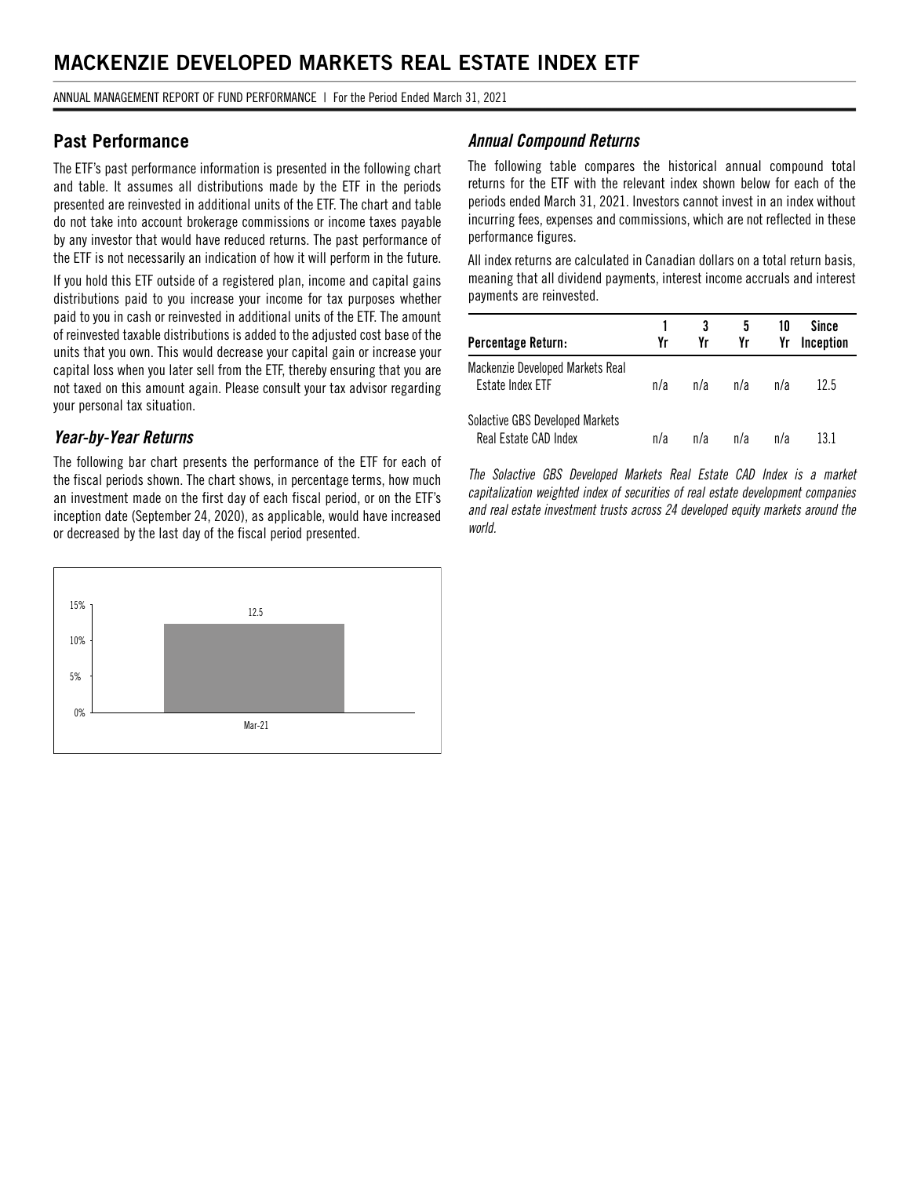## Past Performance

The ETF's past performance information is presented in the following chart and table. It assumes all distributions made by the ETF in the periods presented are reinvested in additional units of the ETF. The chart and table do not take into account brokerage commissions or income taxes payable by any investor that would have reduced returns. The past performance of the ETF is not necessarily an indication of how it will perform in the future.

If you hold this ETF outside of a registered plan, income and capital gains distributions paid to you increase your income for tax purposes whether paid to you in cash or reinvested in additional units of the ETF. The amount of reinvested taxable distributions is added to the adjusted cost base of the units that you own. This would decrease your capital gain or increase your capital loss when you later sell from the ETF, thereby ensuring that you are not taxed on this amount again. Please consult your tax advisor regarding your personal tax situation.

### *Year-by-Year Returns*

The following bar chart presents the performance of the ETF for each of the fiscal periods shown. The chart shows, in percentage terms, how much an investment made on the first day of each fiscal period, or on the ETF's inception date (September 24, 2020), as applicable, would have increased or decreased by the last day of the fiscal period presented.

| Period | Return (%) |
|---|---|
| Mar-21 | 12.5 |

### *Annual Compound Returns*

The following table compares the historical annual compound total returns for the ETF with the relevant index shown below for each of the periods ended March 31, 2021. Investors cannot invest in an index without incurring fees, expenses and commissions, which are not reflected in these performance figures.

All index returns are calculated in Canadian dollars on a total return basis, meaning that all dividend payments, interest income accruals and interest payments are reinvested.

| Percentage Return: | 1 Yr | 3 Yr | 5 Yr | 10 Yr | Since Inception |
|---|---|---|---|---|---|
| Mackenzie Developed Markets Real Estate Index ETF | n/a | n/a | n/a | n/a | 12.5 |
| Solactive GBS Developed Markets Real Estate CAD Index | n/a | n/a | n/a | n/a | 13.1 |

*The Solactive GBS Developed Markets Real Estate CAD Index is a market capitalization weighted index of securities of real estate development companies and real estate investment trusts across 24 developed equity markets around the world.*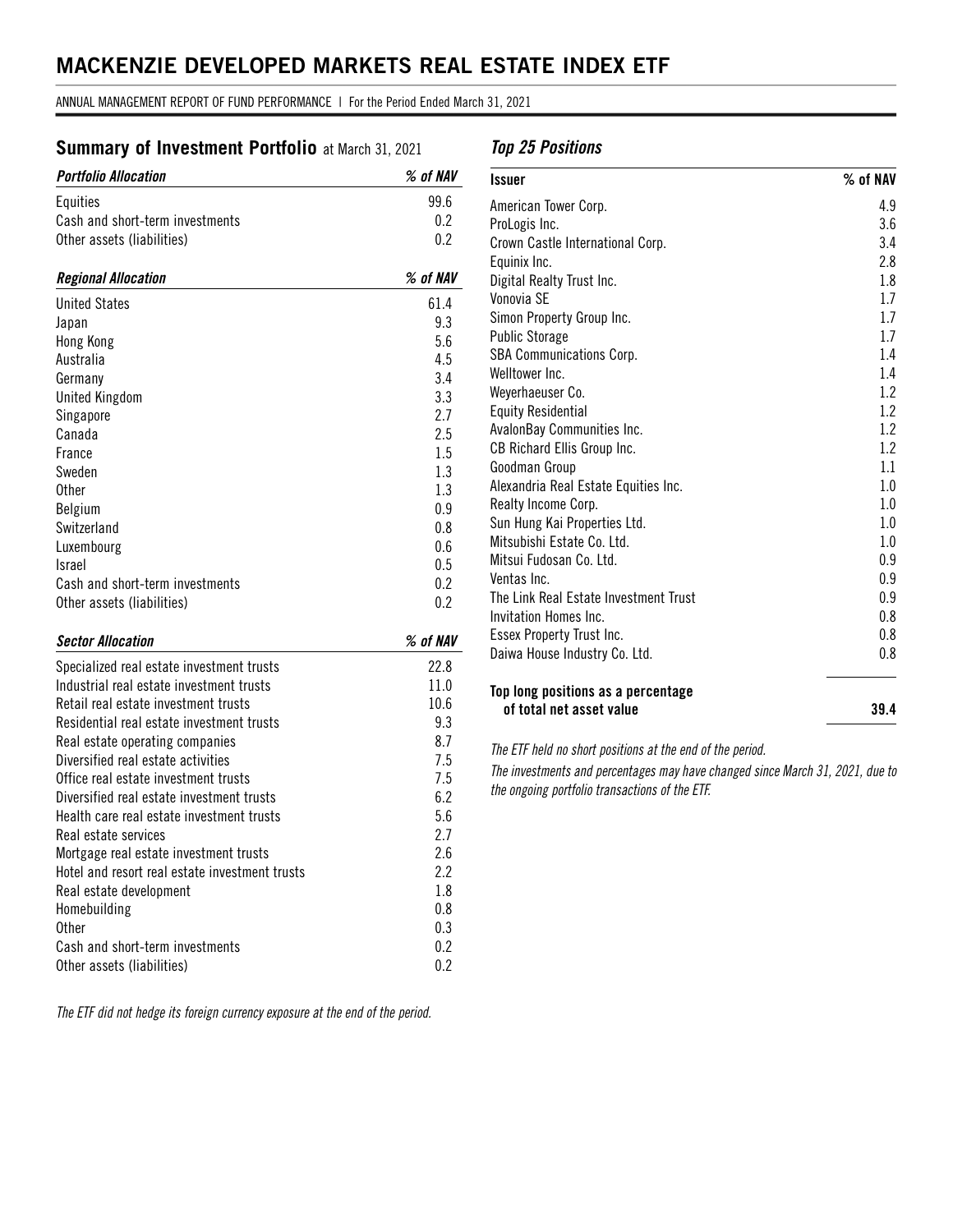# MACKENZIE DEVELOPED MARKETS REAL ESTATE INDEX ETF

ANNUAL MANAGEMENT REPORT OF FUND PERFORMANCE | For the Period Ended March 31, 2021

## Summary of Investment Portfolio at March 31, 2021

| *Portfolio Allocation* | *% of NAV* |
|---|---|
| Equities | 99.6 |
| Cash and short-term investments | 0.2 |
| Other assets (liabilities) | 0.2 |

| *Regional Allocation* | *% of NAV* |
|---|---|
| United States | 61.4 |
| Japan | 9.3 |
| Hong Kong | 5.6 |
| Australia | 4.5 |
| Germany | 3.4 |
| United Kingdom | 3.3 |
| Singapore | 2.7 |
| Canada | 2.5 |
| France | 1.5 |
| Sweden | 1.3 |
| Other | 1.3 |
| Belgium | 0.9 |
| Switzerland | 0.8 |
| Luxembourg | 0.6 |
| Israel | 0.5 |
| Cash and short-term investments | 0.2 |
| Other assets (liabilities) | 0.2 |

| *Sector Allocation* | *% of NAV* |
|---|---|
| Specialized real estate investment trusts | 22.8 |
| Industrial real estate investment trusts | 11.0 |
| Retail real estate investment trusts | 10.6 |
| Residential real estate investment trusts | 9.3 |
| Real estate operating companies | 8.7 |
| Diversified real estate activities | 7.5 |
| Office real estate investment trusts | 7.5 |
| Diversified real estate investment trusts | 6.2 |
| Health care real estate investment trusts | 5.6 |
| Real estate services | 2.7 |
| Mortgage real estate investment trusts | 2.6 |
| Hotel and resort real estate investment trusts | 2.2 |
| Real estate development | 1.8 |
| Homebuilding | 0.8 |
| Other | 0.3 |
| Cash and short-term investments | 0.2 |
| Other assets (liabilities) | 0.2 |

*The ETF did not hedge its foreign currency exposure at the end of the period.*

### *Top 25 Positions*

| Issuer | % of NAV |
|---|---|
| American Tower Corp. | 4.9 |
| ProLogis Inc. | 3.6 |
| Crown Castle International Corp. | 3.4 |
| Equinix Inc. | 2.8 |
| Digital Realty Trust Inc. | 1.8 |
| Vonovia SE | 1.7 |
| Simon Property Group Inc. | 1.7 |
| Public Storage | 1.7 |
| SBA Communications Corp. | 1.4 |
| Welltower Inc. | 1.4 |
| Weyerhaeuser Co. | 1.2 |
| Equity Residential | 1.2 |
| AvalonBay Communities Inc. | 1.2 |
| CB Richard Ellis Group Inc. | 1.2 |
| Goodman Group | 1.1 |
| Alexandria Real Estate Equities Inc. | 1.0 |
| Realty Income Corp. | 1.0 |
| Sun Hung Kai Properties Ltd. | 1.0 |
| Mitsubishi Estate Co. Ltd. | 1.0 |
| Mitsui Fudosan Co. Ltd. | 0.9 |
| Ventas Inc. | 0.9 |
| The Link Real Estate Investment Trust | 0.9 |
| Invitation Homes Inc. | 0.8 |
| Essex Property Trust Inc. | 0.8 |
| Daiwa House Industry Co. Ltd. | 0.8 |
| **Top long positions as a percentage of total net asset value** | **39.4** |

*The ETF held no short positions at the end of the period.*

*The investments and percentages may have changed since March 31, 2021, due to the ongoing portfolio transactions of the ETF.*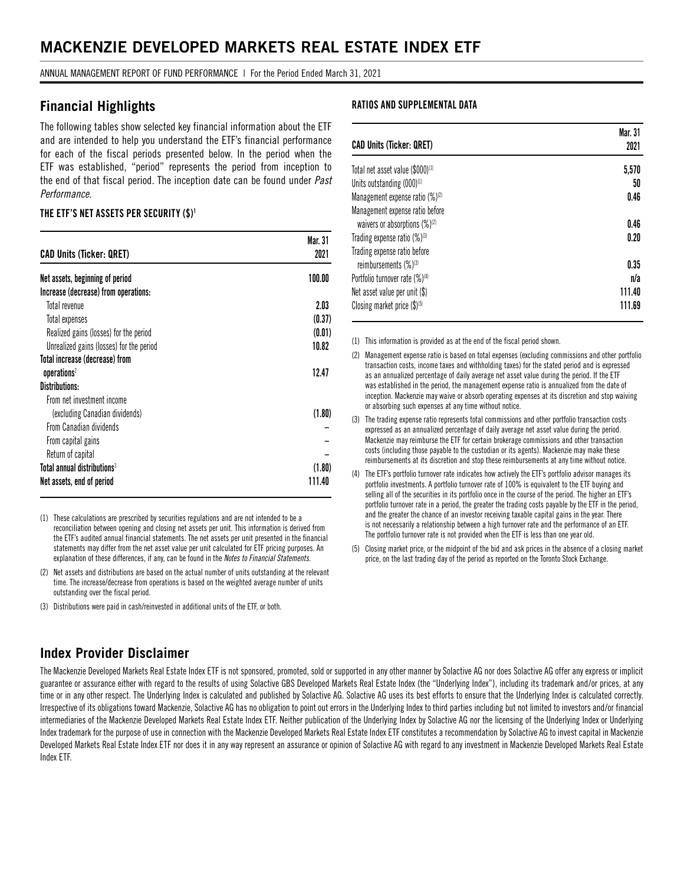# MACKENZIE DEVELOPED MARKETS REAL ESTATE INDEX ETF

ANNUAL MANAGEMENT REPORT OF FUND PERFORMANCE | For the Period Ended March 31, 2021

## Financial Highlights

The following tables show selected key financial information about the ETF and are intended to help you understand the ETF's financial performance for each of the fiscal periods presented below. In the period when the ETF was established, "period" represents the period from inception to the end of that fiscal period. The inception date can be found under *Past Performance*.

### THE ETF'S NET ASSETS PER SECURITY ($)[1]

| CAD Units (Ticker: QRET) | Mar. 31 2021 |
|---|---|
| **Net assets, beginning of period** | **100.00** |
| **Increase (decrease) from operations:** | |
| Total revenue | 2.03 |
| Total expenses | (0.37) |
| Realized gains (losses) for the period | (0.01) |
| Unrealized gains (losses) for the period | 10.82 |
| **Total increase (decrease) from operations**[2] | **12.47** |
| **Distributions:** | |
| From net investment income (excluding Canadian dividends) | (1.80) |
| From Canadian dividends | – |
| From capital gains | – |
| Return of capital | – |
| **Total annual distributions**[3] | **(1.80)** |
| **Net assets, end of period** | **111.40** |

(1) These calculations are prescribed by securities regulations and are not intended to be a reconciliation between opening and closing net assets per unit. This information is derived from the ETF's audited annual financial statements. The net assets per unit presented in the financial statements may differ from the net asset value per unit calculated for ETF pricing purposes. An explanation of these differences, if any, can be found in the *Notes to Financial Statements*.

(2) Net assets and distributions are based on the actual number of units outstanding at the relevant time. The increase/decrease from operations is based on the weighted average number of units outstanding over the fiscal period.

(3) Distributions were paid in cash/reinvested in additional units of the ETF, or both.

### RATIOS AND SUPPLEMENTAL DATA

| CAD Units (Ticker: QRET) | Mar. 31 2021 |
|---|---|
| Total net asset value ($000)[1] | 5,570 |
| Units outstanding (000)[1] | 50 |
| Management expense ratio (%)[2] | 0.46 |
| Management expense ratio before waivers or absorptions (%)[2] | 0.46 |
| Trading expense ratio (%)[3] | 0.20 |
| Trading expense ratio before reimbursements (%)[3] | 0.35 |
| Portfolio turnover rate (%)[4] | n/a |
| Net asset value per unit ($) | 111.40 |
| Closing market price ($)[5] | 111.69 |

(1) This information is provided as at the end of the fiscal period shown.

(2) Management expense ratio is based on total expenses (excluding commissions and other portfolio transaction costs, income taxes and withholding taxes) for the stated period and is expressed as an annualized percentage of daily average net asset value during the period. If the ETF was established in the period, the management expense ratio is annualized from the date of inception. Mackenzie may waive or absorb operating expenses at its discretion and stop waiving or absorbing such expenses at any time without notice.

(3) The trading expense ratio represents total commissions and other portfolio transaction costs expressed as an annualized percentage of daily average net asset value during the period. Mackenzie may reimburse the ETF for certain brokerage commissions and other transaction costs (including those payable to the custodian or its agents). Mackenzie may make these reimbursements at its discretion and stop these reimbursements at any time without notice.

(4) The ETF's portfolio turnover rate indicates how actively the ETF's portfolio advisor manages its portfolio investments. A portfolio turnover rate of 100% is equivalent to the ETF buying and selling all of the securities in its portfolio once in the course of the period. The higher an ETF's portfolio turnover rate in a period, the greater the trading costs payable by the ETF in the period, and the greater the chance of an investor receiving taxable capital gains in the year. There is not necessarily a relationship between a high turnover rate and the performance of an ETF. The portfolio turnover rate is not provided when the ETF is less than one year old.

(5) Closing market price, or the midpoint of the bid and ask prices in the absence of a closing market price, on the last trading day of the period as reported on the Toronto Stock Exchange.

## Index Provider Disclaimer

The Mackenzie Developed Markets Real Estate Index ETF is not sponsored, promoted, sold or supported in any other manner by Solactive AG nor does Solactive AG offer any express or implicit guarantee or assurance either with regard to the results of using Solactive GBS Developed Markets Real Estate Index (the "Underlying Index"), including its trademark and/or prices, at any time or in any other respect. The Underlying Index is calculated and published by Solactive AG. Solactive AG uses its best efforts to ensure that the Underlying Index is calculated correctly. Irrespective of its obligations toward Mackenzie, Solactive AG has no obligation to point out errors in the Underlying Index to third parties including but not limited to investors and/or financial intermediaries of the Mackenzie Developed Markets Real Estate Index ETF. Neither publication of the Underlying Index by Solactive AG nor the licensing of the Underlying Index or Underlying Index trademark for the purpose of use in connection with the Mackenzie Developed Markets Real Estate Index ETF constitutes a recommendation by Solactive AG to invest capital in Mackenzie Developed Markets Real Estate Index ETF nor does it in any way represent an assurance or opinion of Solactive AG with regard to any investment in Mackenzie Developed Markets Real Estate Index ETF.